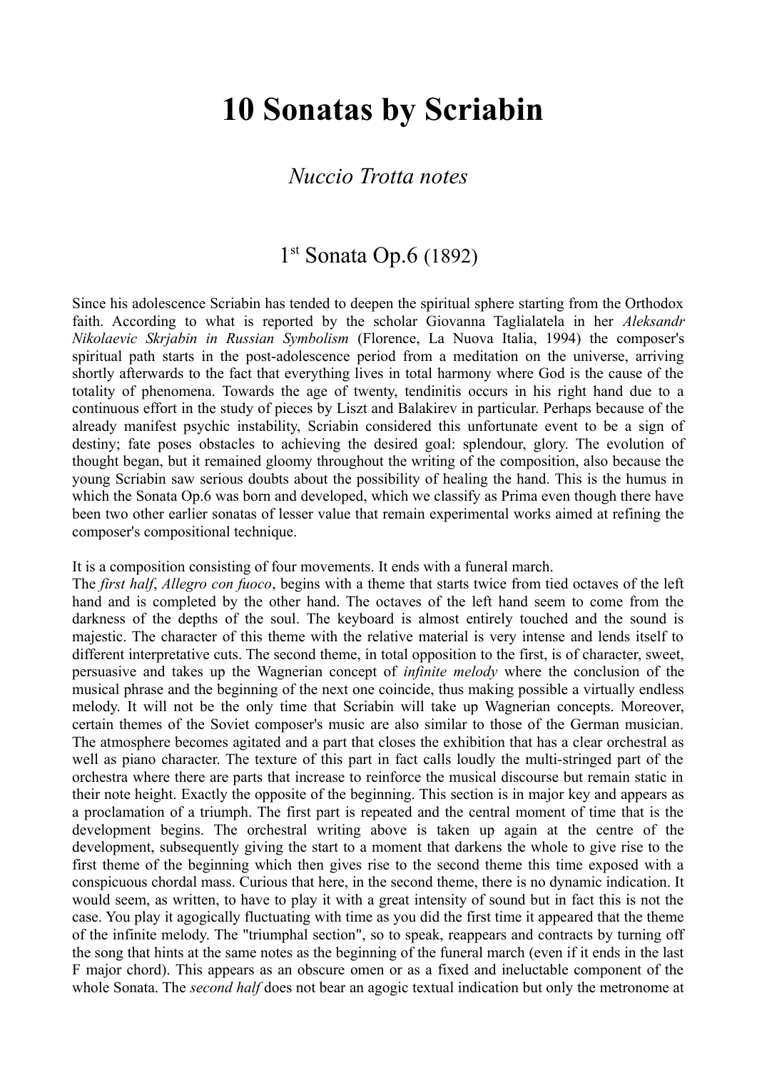# 10 Sonatas by Scriabin

## *Nuccio Trotta notes*

### 1st Sonata Op.6 (1892)

Since his adolescence Scriabin has tended to deepen the spiritual sphere starting from the Orthodox faith. According to what is reported by the scholar Giovanna Taglialatela in her *Aleksandr Nikolaevic Skrjabin in Russian Symbolism* (Florence, La Nuova Italia, 1994) the composer's spiritual path starts in the post-adolescence period from a meditation on the universe, arriving shortly afterwards to the fact that everything lives in total harmony where God is the cause of the totality of phenomena. Towards the age of twenty, tendinitis occurs in his right hand due to a continuous effort in the study of pieces by Liszt and Balakirev in particular. Perhaps because of the already manifest psychic instability, Scriabin considered this unfortunate event to be a sign of destiny; fate poses obstacles to achieving the desired goal: splendour, glory. The evolution of thought began, but it remained gloomy throughout the writing of the composition, also because the young Scriabin saw serious doubts about the possibility of healing the hand. This is the humus in which the Sonata Op.6 was born and developed, which we classify as Prima even though there have been two other earlier sonatas of lesser value that remain experimental works aimed at refining the composer's compositional technique.

It is a composition consisting of four movements. It ends with a funeral march.
The *first half*, *Allegro con fuoco*, begins with a theme that starts twice from tied octaves of the left hand and is completed by the other hand. The octaves of the left hand seem to come from the darkness of the depths of the soul. The keyboard is almost entirely touched and the sound is majestic. The character of this theme with the relative material is very intense and lends itself to different interpretative cuts. The second theme, in total opposition to the first, is of character, sweet, persuasive and takes up the Wagnerian concept of *infinite melody* where the conclusion of the musical phrase and the beginning of the next one coincide, thus making possible a virtually endless melody. It will not be the only time that Scriabin will take up Wagnerian concepts. Moreover, certain themes of the Soviet composer's music are also similar to those of the German musician. The atmosphere becomes agitated and a part that closes the exhibition that has a clear orchestral as well as piano character. The texture of this part in fact calls loudly the multi-stringed part of the orchestra where there are parts that increase to reinforce the musical discourse but remain static in their note height. Exactly the opposite of the beginning. This section is in major key and appears as a proclamation of a triumph. The first part is repeated and the central moment of time that is the development begins. The orchestral writing above is taken up again at the centre of the development, subsequently giving the start to a moment that darkens the whole to give rise to the first theme of the beginning which then gives rise to the second theme this time exposed with a conspicuous chordal mass. Curious that here, in the second theme, there is no dynamic indication. It would seem, as written, to have to play it with a great intensity of sound but in fact this is not the case. You play it agogically fluctuating with time as you did the first time it appeared that the theme of the infinite melody. The "triumphal section", so to speak, reappears and contracts by turning off the song that hints at the same notes as the beginning of the funeral march (even if it ends in the last F major chord). This appears as an obscure omen or as a fixed and ineluctable component of the whole Sonata. The *second half* does not bear an agogic textual indication but only the metronome at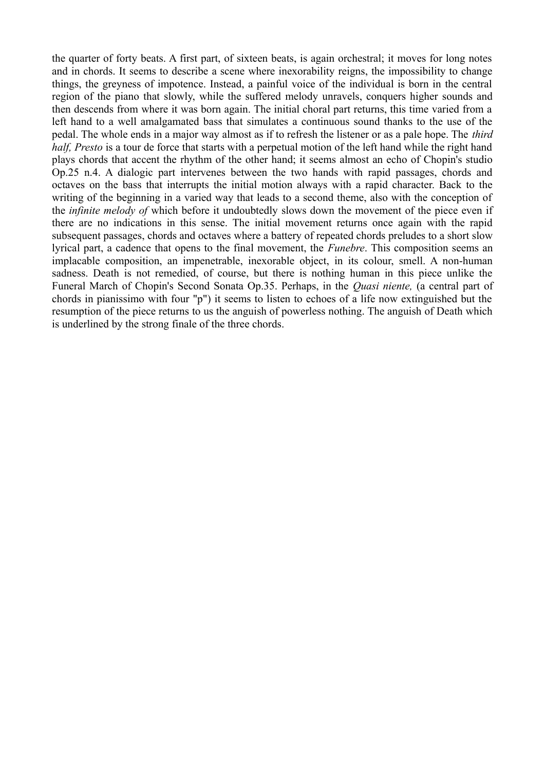the quarter of forty beats. A first part, of sixteen beats, is again orchestral; it moves for long notes and in chords. It seems to describe a scene where inexorability reigns, the impossibility to change things, the greyness of impotence. Instead, a painful voice of the individual is born in the central region of the piano that slowly, while the suffered melody unravels, conquers higher sounds and then descends from where it was born again. The initial choral part returns, this time varied from a left hand to a well amalgamated bass that simulates a continuous sound thanks to the use of the pedal. The whole ends in a major way almost as if to refresh the listener or as a pale hope. The *third half, Presto* is a tour de force that starts with a perpetual motion of the left hand while the right hand plays chords that accent the rhythm of the other hand; it seems almost an echo of Chopin's studio Op.25 n.4. A dialogic part intervenes between the two hands with rapid passages, chords and octaves on the bass that interrupts the initial motion always with a rapid character. Back to the writing of the beginning in a varied way that leads to a second theme, also with the conception of the *infinite melody of* which before it undoubtedly slows down the movement of the piece even if there are no indications in this sense. The initial movement returns once again with the rapid subsequent passages, chords and octaves where a battery of repeated chords preludes to a short slow lyrical part, a cadence that opens to the final movement, the *Funebre*. This composition seems an implacable composition, an impenetrable, inexorable object, in its colour, smell. A non-human sadness. Death is not remedied, of course, but there is nothing human in this piece unlike the Funeral March of Chopin's Second Sonata Op.35. Perhaps, in the *Quasi niente,* (a central part of chords in pianissimo with four "p") it seems to listen to echoes of a life now extinguished but the resumption of the piece returns to us the anguish of powerless nothing. The anguish of Death which is underlined by the strong finale of the three chords.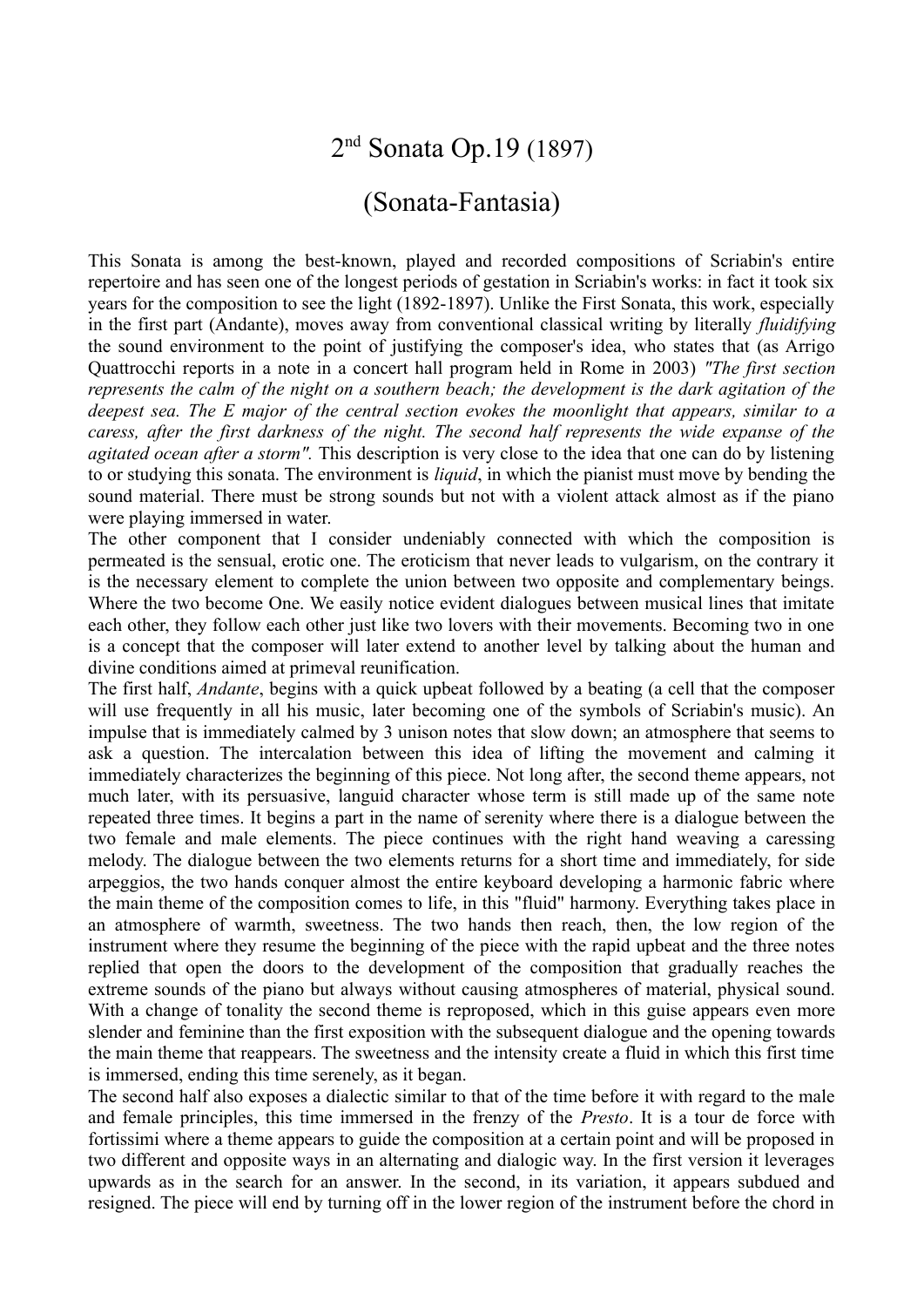# 2nd Sonata Op.19 (1897)

# (Sonata-Fantasia)

This Sonata is among the best-known, played and recorded compositions of Scriabin's entire repertoire and has seen one of the longest periods of gestation in Scriabin's works: in fact it took six years for the composition to see the light (1892-1897). Unlike the First Sonata, this work, especially in the first part (Andante), moves away from conventional classical writing by literally *fluidifying* the sound environment to the point of justifying the composer's idea, who states that (as Arrigo Quattrocchi reports in a note in a concert hall program held in Rome in 2003) *"The first section represents the calm of the night on a southern beach; the development is the dark agitation of the deepest sea. The E major of the central section evokes the moonlight that appears, similar to a caress, after the first darkness of the night. The second half represents the wide expanse of the agitated ocean after a storm".* This description is very close to the idea that one can do by listening to or studying this sonata. The environment is *liquid*, in which the pianist must move by bending the sound material. There must be strong sounds but not with a violent attack almost as if the piano were playing immersed in water.

The other component that I consider undeniably connected with which the composition is permeated is the sensual, erotic one. The eroticism that never leads to vulgarism, on the contrary it is the necessary element to complete the union between two opposite and complementary beings. Where the two become One. We easily notice evident dialogues between musical lines that imitate each other, they follow each other just like two lovers with their movements. Becoming two in one is a concept that the composer will later extend to another level by talking about the human and divine conditions aimed at primeval reunification.

The first half, *Andante*, begins with a quick upbeat followed by a beating (a cell that the composer will use frequently in all his music, later becoming one of the symbols of Scriabin's music). An impulse that is immediately calmed by 3 unison notes that slow down; an atmosphere that seems to ask a question. The intercalation between this idea of lifting the movement and calming it immediately characterizes the beginning of this piece. Not long after, the second theme appears, not much later, with its persuasive, languid character whose term is still made up of the same note repeated three times. It begins a part in the name of serenity where there is a dialogue between the two female and male elements. The piece continues with the right hand weaving a caressing melody. The dialogue between the two elements returns for a short time and immediately, for side arpeggios, the two hands conquer almost the entire keyboard developing a harmonic fabric where the main theme of the composition comes to life, in this "fluid" harmony. Everything takes place in an atmosphere of warmth, sweetness. The two hands then reach, then, the low region of the instrument where they resume the beginning of the piece with the rapid upbeat and the three notes replied that open the doors to the development of the composition that gradually reaches the extreme sounds of the piano but always without causing atmospheres of material, physical sound. With a change of tonality the second theme is reproposed, which in this guise appears even more slender and feminine than the first exposition with the subsequent dialogue and the opening towards the main theme that reappears. The sweetness and the intensity create a fluid in which this first time is immersed, ending this time serenely, as it began.

The second half also exposes a dialectic similar to that of the time before it with regard to the male and female principles, this time immersed in the frenzy of the *Presto*. It is a tour de force with fortissimi where a theme appears to guide the composition at a certain point and will be proposed in two different and opposite ways in an alternating and dialogic way. In the first version it leverages upwards as in the search for an answer. In the second, in its variation, it appears subdued and resigned. The piece will end by turning off in the lower region of the instrument before the chord in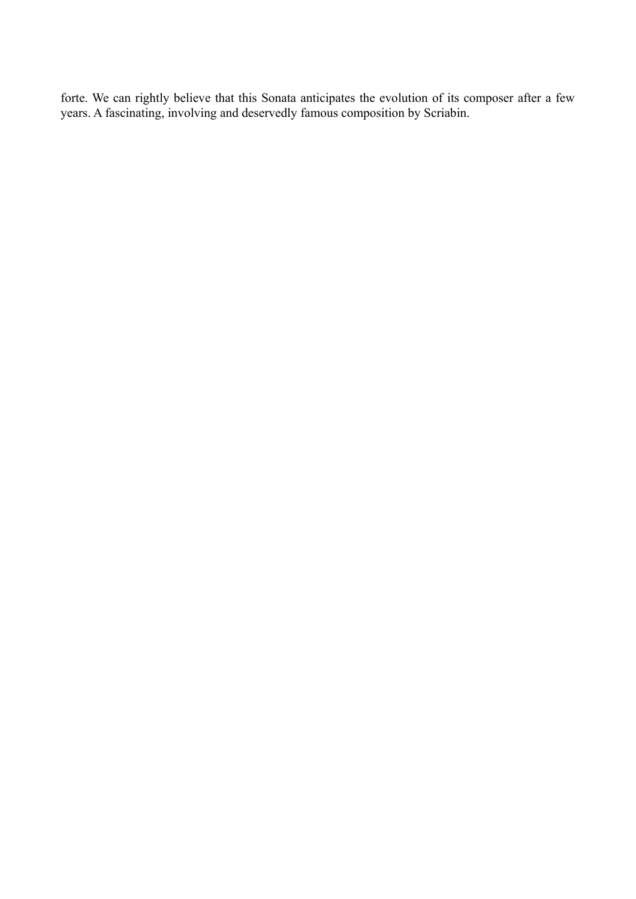forte. We can rightly believe that this Sonata anticipates the evolution of its composer after a few years. A fascinating, involving and deservedly famous composition by Scriabin.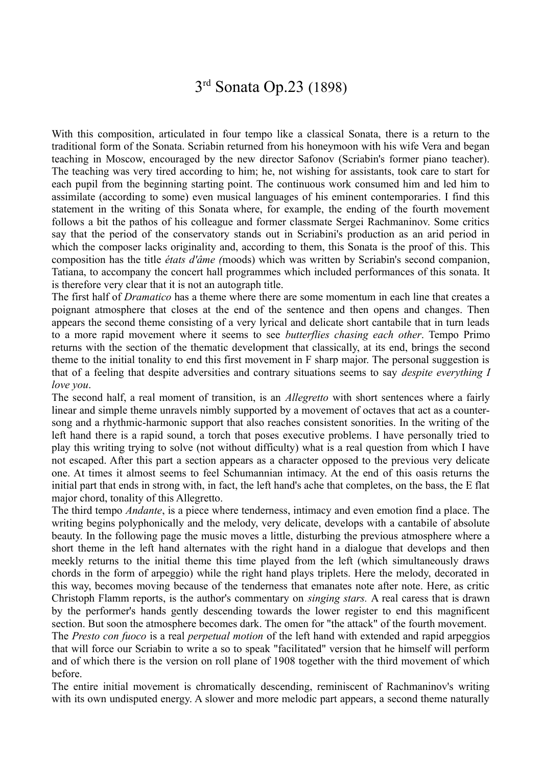# 3rd Sonata Op.23 (1898)

With this composition, articulated in four tempo like a classical Sonata, there is a return to the traditional form of the Sonata. Scriabin returned from his honeymoon with his wife Vera and began teaching in Moscow, encouraged by the new director Safonov (Scriabin's former piano teacher). The teaching was very tired according to him; he, not wishing for assistants, took care to start for each pupil from the beginning starting point. The continuous work consumed him and led him to assimilate (according to some) even musical languages of his eminent contemporaries. I find this statement in the writing of this Sonata where, for example, the ending of the fourth movement follows a bit the pathos of his colleague and former classmate Sergei Rachmaninov. Some critics say that the period of the conservatory stands out in Scriabini's production as an arid period in which the composer lacks originality and, according to them, this Sonata is the proof of this. This composition has the title *états d'âme (*moods) which was written by Scriabin's second companion, Tatiana, to accompany the concert hall programmes which included performances of this sonata. It is therefore very clear that it is not an autograph title.

The first half of *Dramatico* has a theme where there are some momentum in each line that creates a poignant atmosphere that closes at the end of the sentence and then opens and changes. Then appears the second theme consisting of a very lyrical and delicate short cantabile that in turn leads to a more rapid movement where it seems to see *butterflies chasing each other*. Tempo Primo returns with the section of the thematic development that classically, at its end, brings the second theme to the initial tonality to end this first movement in F sharp major. The personal suggestion is that of a feeling that despite adversities and contrary situations seems to say *despite everything I love you*.

The second half, a real moment of transition, is an *Allegretto* with short sentences where a fairly linear and simple theme unravels nimbly supported by a movement of octaves that act as a counter-song and a rhythmic-harmonic support that also reaches consistent sonorities. In the writing of the left hand there is a rapid sound, a torch that poses executive problems. I have personally tried to play this writing trying to solve (not without difficulty) what is a real question from which I have not escaped. After this part a section appears as a character opposed to the previous very delicate one. At times it almost seems to feel Schumannian intimacy. At the end of this oasis returns the initial part that ends in strong with, in fact, the left hand's ache that completes, on the bass, the E flat major chord, tonality of this Allegretto.

The third tempo *Andante*, is a piece where tenderness, intimacy and even emotion find a place. The writing begins polyphonically and the melody, very delicate, develops with a cantabile of absolute beauty. In the following page the music moves a little, disturbing the previous atmosphere where a short theme in the left hand alternates with the right hand in a dialogue that develops and then meekly returns to the initial theme this time played from the left (which simultaneously draws chords in the form of arpeggio) while the right hand plays triplets. Here the melody, decorated in this way, becomes moving because of the tenderness that emanates note after note. Here, as critic Christoph Flamm reports, is the author's commentary on *singing stars.* A real caress that is drawn by the performer's hands gently descending towards the lower register to end this magnificent section. But soon the atmosphere becomes dark. The omen for "the attack" of the fourth movement.

The *Presto con fuoco* is a real *perpetual motion* of the left hand with extended and rapid arpeggios that will force our Scriabin to write a so to speak "facilitated" version that he himself will perform and of which there is the version on roll plane of 1908 together with the third movement of which before.

The entire initial movement is chromatically descending, reminiscent of Rachmaninov's writing with its own undisputed energy. A slower and more melodic part appears, a second theme naturally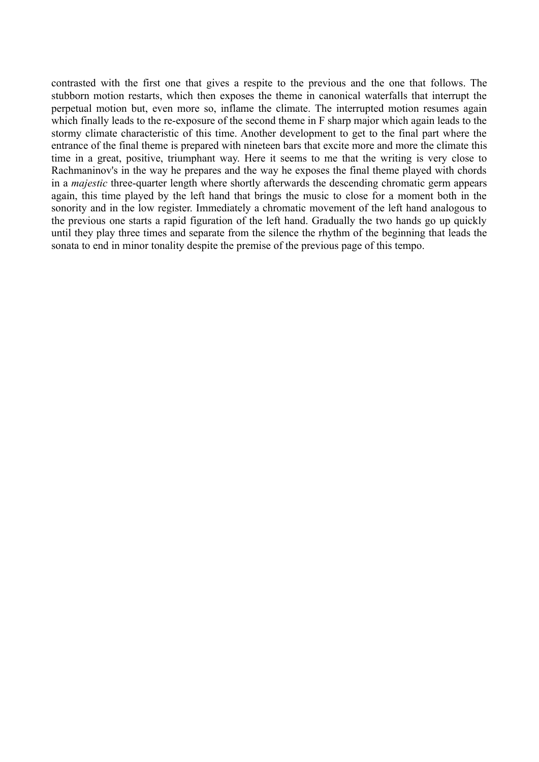contrasted with the first one that gives a respite to the previous and the one that follows. The stubborn motion restarts, which then exposes the theme in canonical waterfalls that interrupt the perpetual motion but, even more so, inflame the climate. The interrupted motion resumes again which finally leads to the re-exposure of the second theme in F sharp major which again leads to the stormy climate characteristic of this time. Another development to get to the final part where the entrance of the final theme is prepared with nineteen bars that excite more and more the climate this time in a great, positive, triumphant way. Here it seems to me that the writing is very close to Rachmaninov's in the way he prepares and the way he exposes the final theme played with chords in a *majestic* three-quarter length where shortly afterwards the descending chromatic germ appears again, this time played by the left hand that brings the music to close for a moment both in the sonority and in the low register. Immediately a chromatic movement of the left hand analogous to the previous one starts a rapid figuration of the left hand. Gradually the two hands go up quickly until they play three times and separate from the silence the rhythm of the beginning that leads the sonata to end in minor tonality despite the premise of the previous page of this tempo.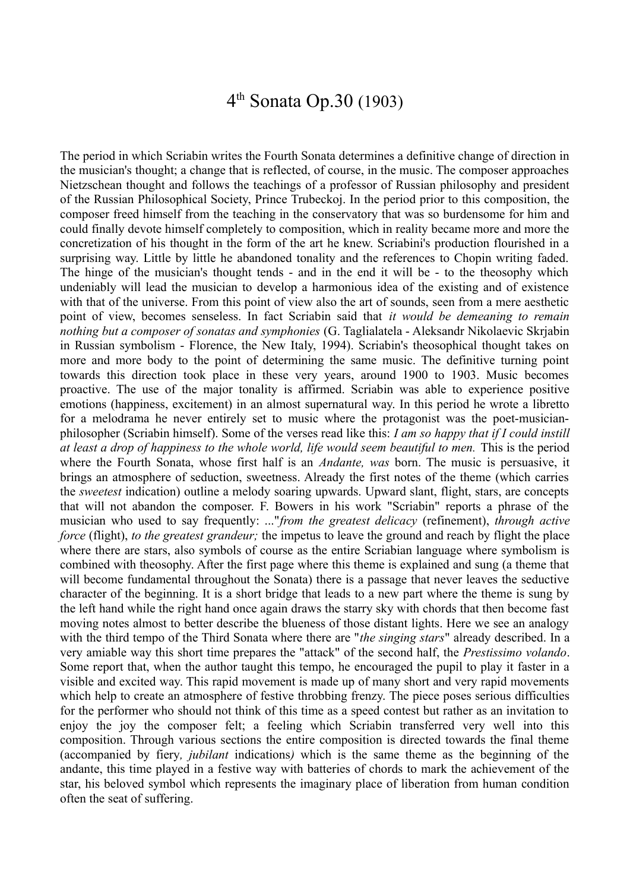# 4th Sonata Op.30 (1903)

The period in which Scriabin writes the Fourth Sonata determines a definitive change of direction in the musician's thought; a change that is reflected, of course, in the music. The composer approaches Nietzschean thought and follows the teachings of a professor of Russian philosophy and president of the Russian Philosophical Society, Prince Trubeckoj. In the period prior to this composition, the composer freed himself from the teaching in the conservatory that was so burdensome for him and could finally devote himself completely to composition, which in reality became more and more the concretization of his thought in the form of the art he knew. Scriabini's production flourished in a surprising way. Little by little he abandoned tonality and the references to Chopin writing faded. The hinge of the musician's thought tends - and in the end it will be - to the theosophy which undeniably will lead the musician to develop a harmonious idea of the existing and of existence with that of the universe. From this point of view also the art of sounds, seen from a mere aesthetic point of view, becomes senseless. In fact Scriabin said that *it would be demeaning to remain nothing but a composer of sonatas and symphonies* (G. Taglialatela - Aleksandr Nikolaevic Skrjabin in Russian symbolism - Florence, the New Italy, 1994). Scriabin's theosophical thought takes on more and more body to the point of determining the same music. The definitive turning point towards this direction took place in these very years, around 1900 to 1903. Music becomes proactive. The use of the major tonality is affirmed. Scriabin was able to experience positive emotions (happiness, excitement) in an almost supernatural way. In this period he wrote a libretto for a melodrama he never entirely set to music where the protagonist was the poet-musician-philosopher (Scriabin himself). Some of the verses read like this: *I am so happy that if I could instill at least a drop of happiness to the whole world, life would seem beautiful to men.* This is the period where the Fourth Sonata, whose first half is an *Andante, was* born. The music is persuasive, it brings an atmosphere of seduction, sweetness. Already the first notes of the theme (which carries the *sweetest* indication) outline a melody soaring upwards. Upward slant, flight, stars, are concepts that will not abandon the composer. F. Bowers in his work "Scriabin" reports a phrase of the musician who used to say frequently: ..."*from the greatest delicacy* (refinement), *through active force* (flight), *to the greatest grandeur;* the impetus to leave the ground and reach by flight the place where there are stars, also symbols of course as the entire Scriabian language where symbolism is combined with theosophy. After the first page where this theme is explained and sung (a theme that will become fundamental throughout the Sonata) there is a passage that never leaves the seductive character of the beginning. It is a short bridge that leads to a new part where the theme is sung by the left hand while the right hand once again draws the starry sky with chords that then become fast moving notes almost to better describe the blueness of those distant lights. Here we see an analogy with the third tempo of the Third Sonata where there are "*the singing stars*" already described. In a very amiable way this short time prepares the "attack" of the second half, the *Prestissimo volando*. Some report that, when the author taught this tempo, he encouraged the pupil to play it faster in a visible and excited way. This rapid movement is made up of many short and very rapid movements which help to create an atmosphere of festive throbbing frenzy. The piece poses serious difficulties for the performer who should not think of this time as a speed contest but rather as an invitation to enjoy the joy the composer felt; a feeling which Scriabin transferred very well into this composition. Through various sections the entire composition is directed towards the final theme (accompanied by fiery*, jubilant* indications*)* which is the same theme as the beginning of the andante, this time played in a festive way with batteries of chords to mark the achievement of the star, his beloved symbol which represents the imaginary place of liberation from human condition often the seat of suffering.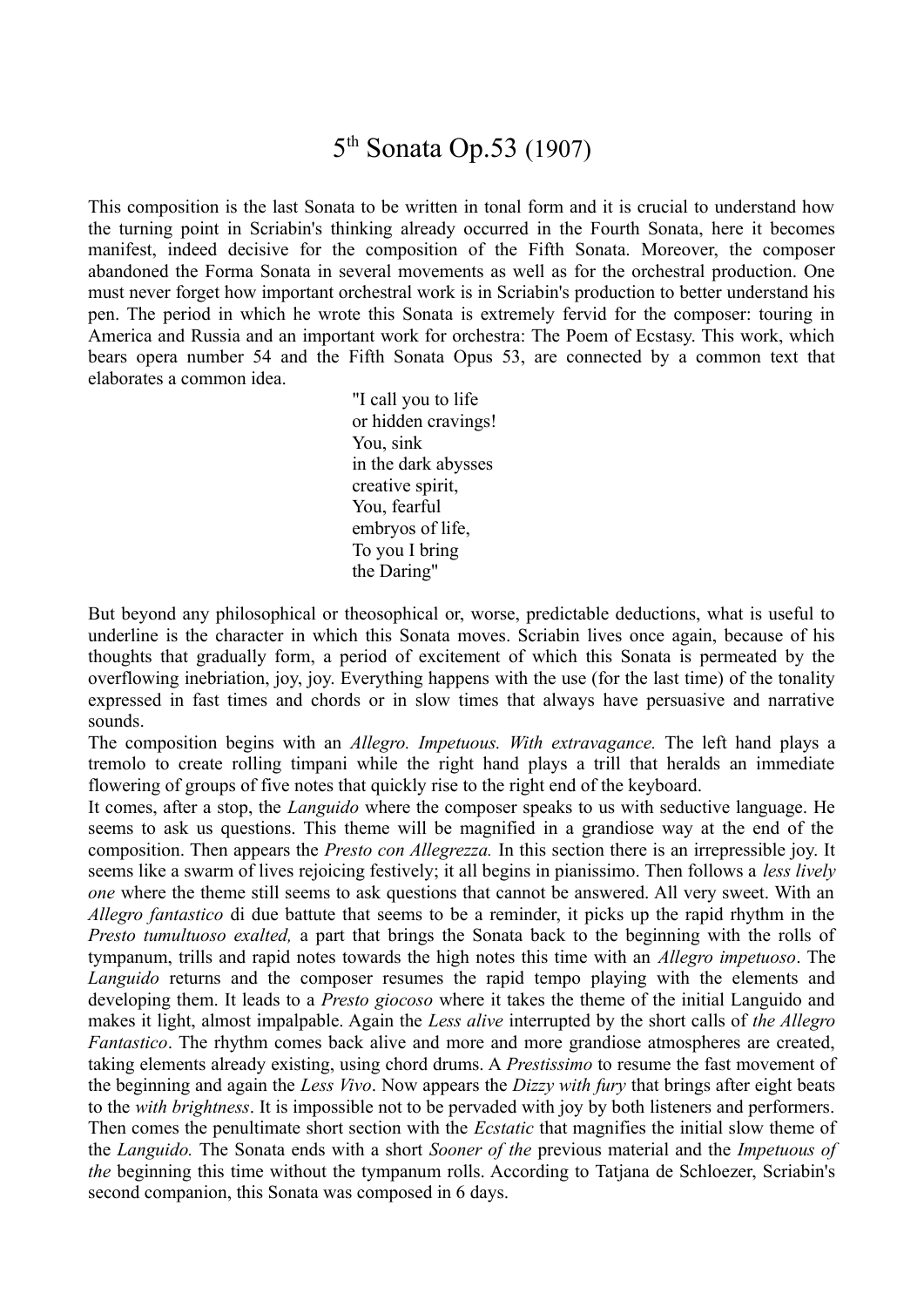# 5th Sonata Op.53 (1907)

This composition is the last Sonata to be written in tonal form and it is crucial to understand how the turning point in Scriabin's thinking already occurred in the Fourth Sonata, here it becomes manifest, indeed decisive for the composition of the Fifth Sonata. Moreover, the composer abandoned the Forma Sonata in several movements as well as for the orchestral production. One must never forget how important orchestral work is in Scriabin's production to better understand his pen. The period in which he wrote this Sonata is extremely fervid for the composer: touring in America and Russia and an important work for orchestra: The Poem of Ecstasy. This work, which bears opera number 54 and the Fifth Sonata Opus 53, are connected by a common text that elaborates a common idea.

> "I call you to life
> or hidden cravings!
> You, sink
> in the dark abysses
> creative spirit,
> You, fearful
> embryos of life,
> To you I bring
> the Daring"

But beyond any philosophical or theosophical or, worse, predictable deductions, what is useful to underline is the character in which this Sonata moves. Scriabin lives once again, because of his thoughts that gradually form, a period of excitement of which this Sonata is permeated by the overflowing inebriation, joy, joy. Everything happens with the use (for the last time) of the tonality expressed in fast times and chords or in slow times that always have persuasive and narrative sounds.

The composition begins with an *Allegro. Impetuous. With extravagance.* The left hand plays a tremolo to create rolling timpani while the right hand plays a trill that heralds an immediate flowering of groups of five notes that quickly rise to the right end of the keyboard.

It comes, after a stop, the *Languido* where the composer speaks to us with seductive language. He seems to ask us questions. This theme will be magnified in a grandiose way at the end of the composition. Then appears the *Presto con Allegrezza.* In this section there is an irrepressible joy. It seems like a swarm of lives rejoicing festively; it all begins in pianissimo. Then follows a *less lively one* where the theme still seems to ask questions that cannot be answered. All very sweet. With an *Allegro fantastico* di due battute that seems to be a reminder, it picks up the rapid rhythm in the *Presto tumultuoso exalted,* a part that brings the Sonata back to the beginning with the rolls of tympanum, trills and rapid notes towards the high notes this time with an *Allegro impetuoso*. The *Languido* returns and the composer resumes the rapid tempo playing with the elements and developing them. It leads to a *Presto giocoso* where it takes the theme of the initial Languido and makes it light, almost impalpable. Again the *Less alive* interrupted by the short calls of *the Allegro Fantastico*. The rhythm comes back alive and more and more grandiose atmospheres are created, taking elements already existing, using chord drums. A *Prestissimo* to resume the fast movement of the beginning and again the *Less Vivo*. Now appears the *Dizzy with fury* that brings after eight beats to the *with brightness*. It is impossible not to be pervaded with joy by both listeners and performers. Then comes the penultimate short section with the *Ecstatic* that magnifies the initial slow theme of the *Languido.* The Sonata ends with a short *Sooner of the* previous material and the *Impetuous of the* beginning this time without the tympanum rolls. According to Tatjana de Schloezer, Scriabin's second companion, this Sonata was composed in 6 days.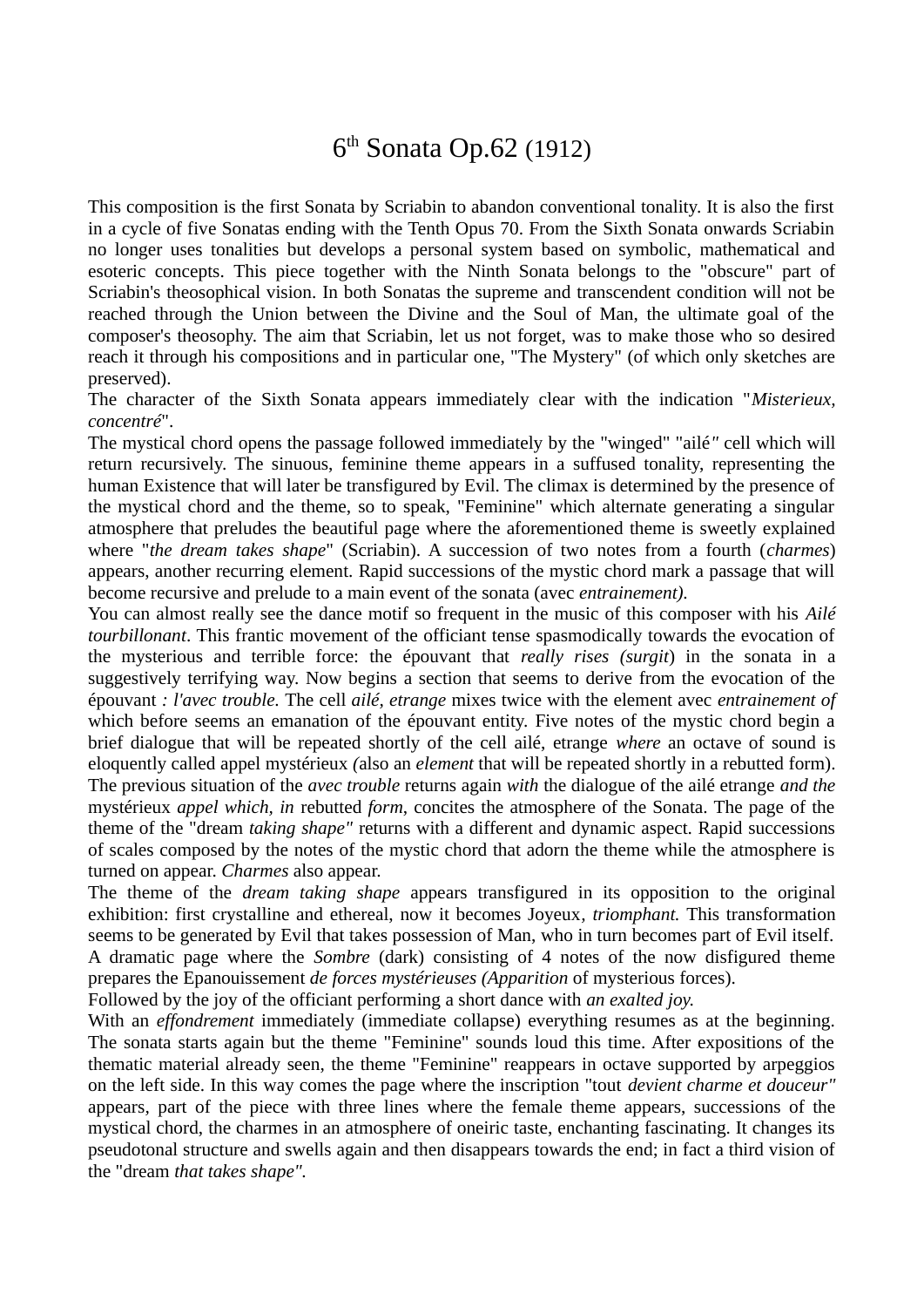# 6th Sonata Op.62 (1912)

This composition is the first Sonata by Scriabin to abandon conventional tonality. It is also the first in a cycle of five Sonatas ending with the Tenth Opus 70. From the Sixth Sonata onwards Scriabin no longer uses tonalities but develops a personal system based on symbolic, mathematical and esoteric concepts. This piece together with the Ninth Sonata belongs to the "obscure" part of Scriabin's theosophical vision. In both Sonatas the supreme and transcendent condition will not be reached through the Union between the Divine and the Soul of Man, the ultimate goal of the composer's theosophy. The aim that Scriabin, let us not forget, was to make those who so desired reach it through his compositions and in particular one, "The Mystery" (of which only sketches are preserved).

The character of the Sixth Sonata appears immediately clear with the indication "*Misterieux, concentré*".

The mystical chord opens the passage followed immediately by the "winged" "ailé*"* cell which will return recursively. The sinuous, feminine theme appears in a suffused tonality, representing the human Existence that will later be transfigured by Evil. The climax is determined by the presence of the mystical chord and the theme, so to speak, "Feminine" which alternate generating a singular atmosphere that preludes the beautiful page where the aforementioned theme is sweetly explained where "*the dream takes shape*" (Scriabin). A succession of two notes from a fourth (*charmes*) appears, another recurring element. Rapid successions of the mystic chord mark a passage that will become recursive and prelude to a main event of the sonata (avec *entrainement).*

You can almost really see the dance motif so frequent in the music of this composer with his *Ailé tourbillonant*. This frantic movement of the officiant tense spasmodically towards the evocation of the mysterious and terrible force: the épouvant that *really rises (surgit*) in the sonata in a suggestively terrifying way. Now begins a section that seems to derive from the evocation of the épouvant *: l'avec trouble.* The cell *ailé, etrange* mixes twice with the element avec *entrainement of* which before seems an emanation of the épouvant entity. Five notes of the mystic chord begin a brief dialogue that will be repeated shortly of the cell ailé, etrange *where* an octave of sound is eloquently called appel mystérieux *(*also an *element* that will be repeated shortly in a rebutted form). The previous situation of the *avec trouble* returns again *with* the dialogue of the ailé etrange *and the* mystérieux *appel which, in* rebutted *form*, concites the atmosphere of the Sonata. The page of the theme of the "dream *taking shape"* returns with a different and dynamic aspect. Rapid successions of scales composed by the notes of the mystic chord that adorn the theme while the atmosphere is turned on appear. *Charmes* also appear.

The theme of the *dream taking shape* appears transfigured in its opposition to the original exhibition: first crystalline and ethereal, now it becomes Joyeux*, triomphant.* This transformation seems to be generated by Evil that takes possession of Man, who in turn becomes part of Evil itself. A dramatic page where the *Sombre* (dark) consisting of 4 notes of the now disfigured theme prepares the Epanouissement *de forces mystérieuses (Apparition* of mysterious forces).

Followed by the joy of the officiant performing a short dance with *an exalted joy.*

With an *effondrement* immediately (immediate collapse) everything resumes as at the beginning. The sonata starts again but the theme "Feminine" sounds loud this time. After expositions of the thematic material already seen, the theme "Feminine" reappears in octave supported by arpeggios on the left side. In this way comes the page where the inscription "tout *devient charme et douceur"* appears, part of the piece with three lines where the female theme appears, successions of the mystical chord, the charmes in an atmosphere of oneiric taste, enchanting fascinating. It changes its pseudotonal structure and swells again and then disappears towards the end; in fact a third vision of the "dream *that takes shape".*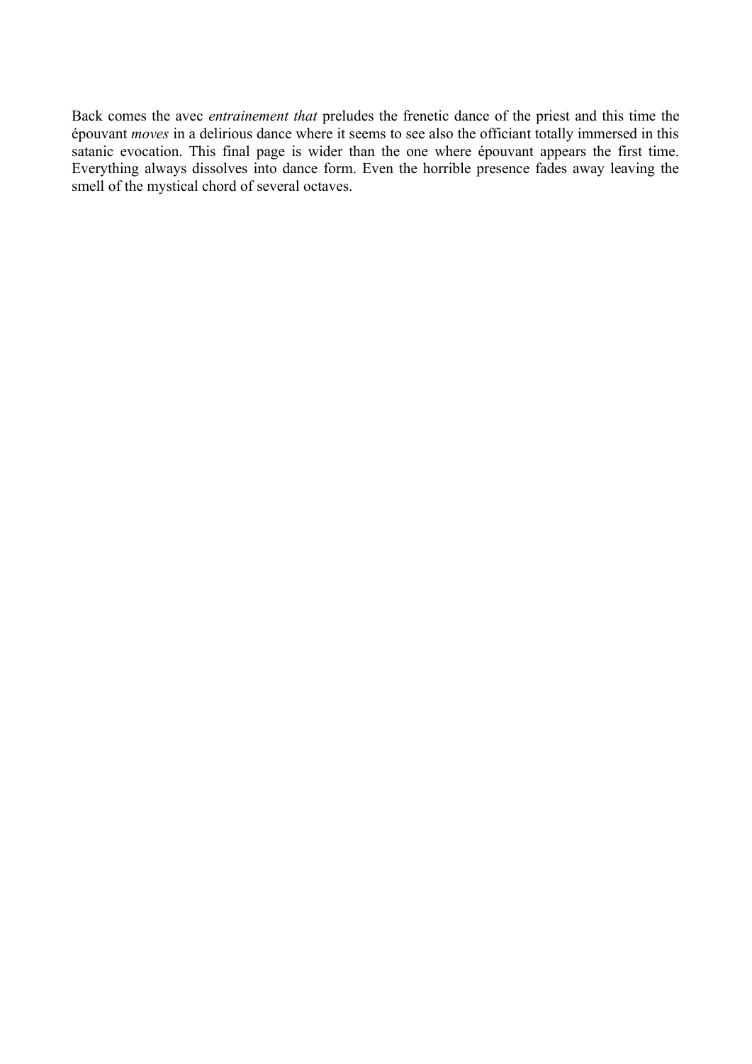Back comes the avec *entrainement that* preludes the frenetic dance of the priest and this time the épouvant *moves* in a delirious dance where it seems to see also the officiant totally immersed in this satanic evocation. This final page is wider than the one where épouvant appears the first time. Everything always dissolves into dance form. Even the horrible presence fades away leaving the smell of the mystical chord of several octaves.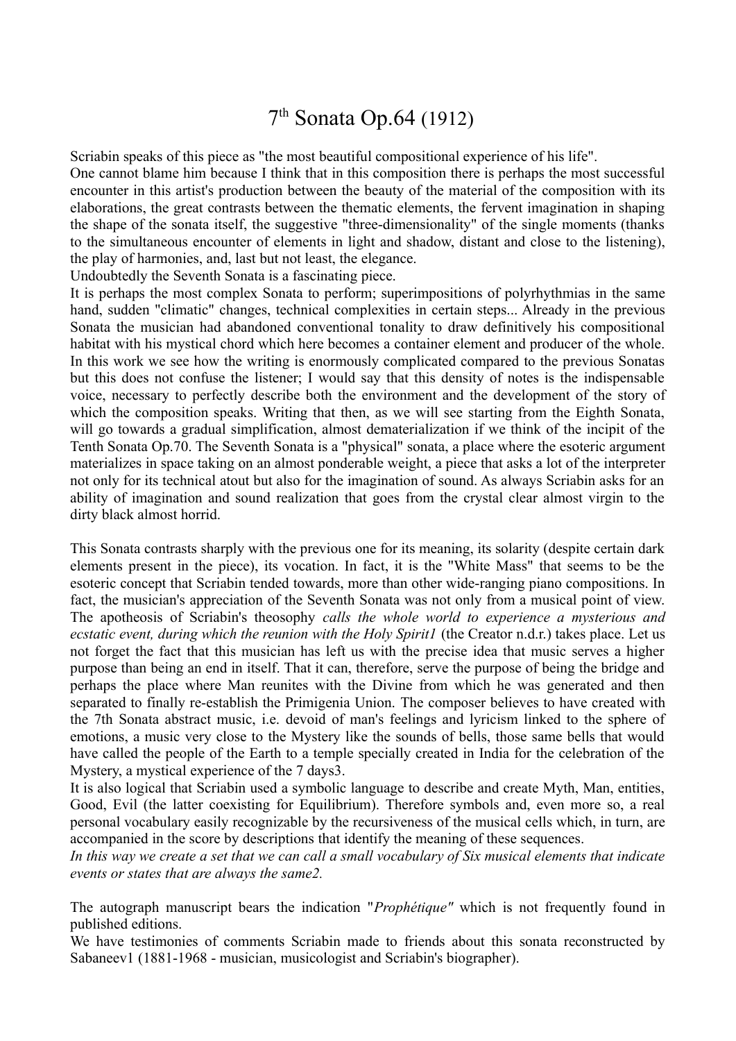# 7[th] Sonata Op.64 (1912)

Scriabin speaks of this piece as "the most beautiful compositional experience of his life".
One cannot blame him because I think that in this composition there is perhaps the most successful encounter in this artist's production between the beauty of the material of the composition with its elaborations, the great contrasts between the thematic elements, the fervent imagination in shaping the shape of the sonata itself, the suggestive "three-dimensionality" of the single moments (thanks to the simultaneous encounter of elements in light and shadow, distant and close to the listening), the play of harmonies, and, last but not least, the elegance.
Undoubtedly the Seventh Sonata is a fascinating piece.
It is perhaps the most complex Sonata to perform; superimpositions of polyrhythmias in the same hand, sudden "climatic" changes, technical complexities in certain steps... Already in the previous Sonata the musician had abandoned conventional tonality to draw definitively his compositional habitat with his mystical chord which here becomes a container element and producer of the whole. In this work we see how the writing is enormously complicated compared to the previous Sonatas but this does not confuse the listener; I would say that this density of notes is the indispensable voice, necessary to perfectly describe both the environment and the development of the story of which the composition speaks. Writing that then, as we will see starting from the Eighth Sonata, will go towards a gradual simplification, almost dematerialization if we think of the incipit of the Tenth Sonata Op.70. The Seventh Sonata is a "physical" sonata, a place where the esoteric argument materializes in space taking on an almost ponderable weight, a piece that asks a lot of the interpreter not only for its technical atout but also for the imagination of sound. As always Scriabin asks for an ability of imagination and sound realization that goes from the crystal clear almost virgin to the dirty black almost horrid.

This Sonata contrasts sharply with the previous one for its meaning, its solarity (despite certain dark elements present in the piece), its vocation. In fact, it is the "White Mass" that seems to be the esoteric concept that Scriabin tended towards, more than other wide-ranging piano compositions. In fact, the musician's appreciation of the Seventh Sonata was not only from a musical point of view. The apotheosis of Scriabin's theosophy *calls the whole world to experience a mysterious and ecstatic event, during which the reunion with the Holy Spirit*[1] (the Creator n.d.r.) takes place. Let us not forget the fact that this musician has left us with the precise idea that music serves a higher purpose than being an end in itself. That it can, therefore, serve the purpose of being the bridge and perhaps the place where Man reunites with the Divine from which he was generated and then separated to finally re-establish the Primigenia Union. The composer believes to have created with the 7th Sonata abstract music, i.e. devoid of man's feelings and lyricism linked to the sphere of emotions, a music very close to the Mystery like the sounds of bells, those same bells that would have called the people of the Earth to a temple specially created in India for the celebration of the Mystery, a mystical experience of the 7 days[3].
It is also logical that Scriabin used a symbolic language to describe and create Myth, Man, entities, Good, Evil (the latter coexisting for Equilibrium). Therefore symbols and, even more so, a real personal vocabulary easily recognizable by the recursiveness of the musical cells which, in turn, are accompanied in the score by descriptions that identify the meaning of these sequences.
*In this way we create a set that we can call a small vocabulary of Six musical elements that indicate events or states that are always the same*[2].

The autograph manuscript bears the indication "*Prophétique"* which is not frequently found in published editions.
We have testimonies of comments Scriabin made to friends about this sonata reconstructed by Sabaneev[1] (1881-1968 - musician, musicologist and Scriabin's biographer).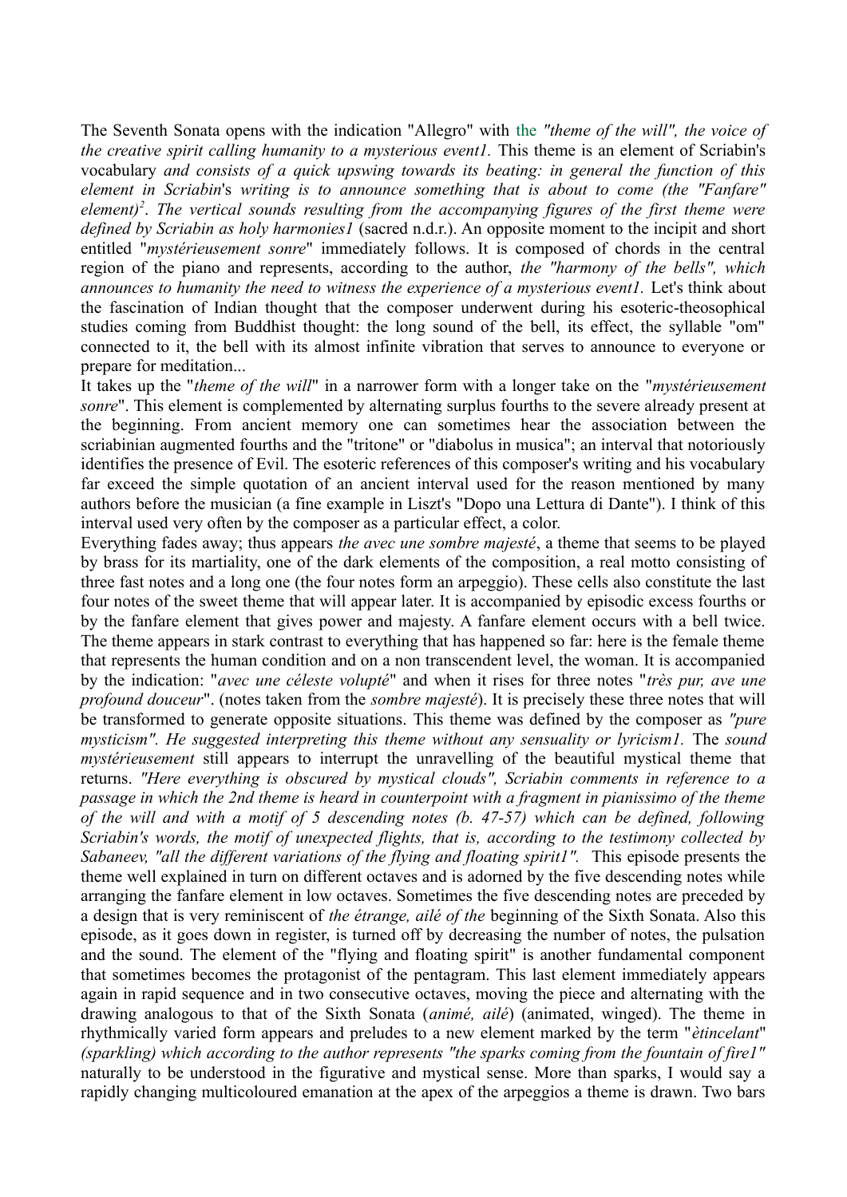The Seventh Sonata opens with the indication "Allegro" with the *"theme of the will", the voice of the creative spirit calling humanity to a mysterious event1.* This theme is an element of Scriabin's vocabulary *and consists of a quick upswing towards its beating: in general the function of this element in Scriabin*'s *writing is to announce something that is about to come (the "Fanfare" element)*[2]*. The vertical sounds resulting from the accompanying figures of the first theme were defined by Scriabin as holy harmonies1* (sacred n.d.r.). An opposite moment to the incipit and short entitled "*mystérieusement sonre*" immediately follows. It is composed of chords in the central region of the piano and represents, according to the author, *the "harmony of the bells", which announces to humanity the need to witness the experience of a mysterious event1.* Let's think about the fascination of Indian thought that the composer underwent during his esoteric-theosophical studies coming from Buddhist thought: the long sound of the bell, its effect, the syllable "om" connected to it, the bell with its almost infinite vibration that serves to announce to everyone or prepare for meditation...

It takes up the "*theme of the will*" in a narrower form with a longer take on the "*mystérieusement sonre*". This element is complemented by alternating surplus fourths to the severe already present at the beginning. From ancient memory one can sometimes hear the association between the scriabinian augmented fourths and the "tritone" or "diabolus in musica"; an interval that notoriously identifies the presence of Evil. The esoteric references of this composer's writing and his vocabulary far exceed the simple quotation of an ancient interval used for the reason mentioned by many authors before the musician (a fine example in Liszt's "Dopo una Lettura di Dante"). I think of this interval used very often by the composer as a particular effect, a color.

Everything fades away; thus appears *the avec une sombre majesté*, a theme that seems to be played by brass for its martiality, one of the dark elements of the composition, a real motto consisting of three fast notes and a long one (the four notes form an arpeggio). These cells also constitute the last four notes of the sweet theme that will appear later. It is accompanied by episodic excess fourths or by the fanfare element that gives power and majesty. A fanfare element occurs with a bell twice. The theme appears in stark contrast to everything that has happened so far: here is the female theme that represents the human condition and on a non transcendent level, the woman. It is accompanied by the indication: "*avec une céleste volupté*" and when it rises for three notes "*très pur, ave une profound douceur*". (notes taken from the *sombre majesté*). It is precisely these three notes that will be transformed to generate opposite situations. This theme was defined by the composer as *"pure mysticism". He suggested interpreting this theme without any sensuality or lyricism1.* The *sound mystérieusement* still appears to interrupt the unravelling of the beautiful mystical theme that returns. *"Here everything is obscured by mystical clouds", Scriabin comments in reference to a passage in which the 2nd theme is heard in counterpoint with a fragment in pianissimo of the theme of the will and with a motif of 5 descending notes (b. 47-57) which can be defined, following Scriabin's words, the motif of unexpected flights, that is, according to the testimony collected by Sabaneev, "all the different variations of the flying and floating spirit1".* This episode presents the theme well explained in turn on different octaves and is adorned by the five descending notes while arranging the fanfare element in low octaves. Sometimes the five descending notes are preceded by a design that is very reminiscent of *the étrange, ailé of the* beginning of the Sixth Sonata. Also this episode, as it goes down in register, is turned off by decreasing the number of notes, the pulsation and the sound. The element of the "flying and floating spirit" is another fundamental component that sometimes becomes the protagonist of the pentagram. This last element immediately appears again in rapid sequence and in two consecutive octaves, moving the piece and alternating with the drawing analogous to that of the Sixth Sonata (*animé, ailé*) (animated, winged). The theme in rhythmically varied form appears and preludes to a new element marked by the term "*ètincelant*" *(sparkling) which according to the author represents "the sparks coming from the fountain of fire1"* naturally to be understood in the figurative and mystical sense. More than sparks, I would say a rapidly changing multicoloured emanation at the apex of the arpeggios a theme is drawn. Two bars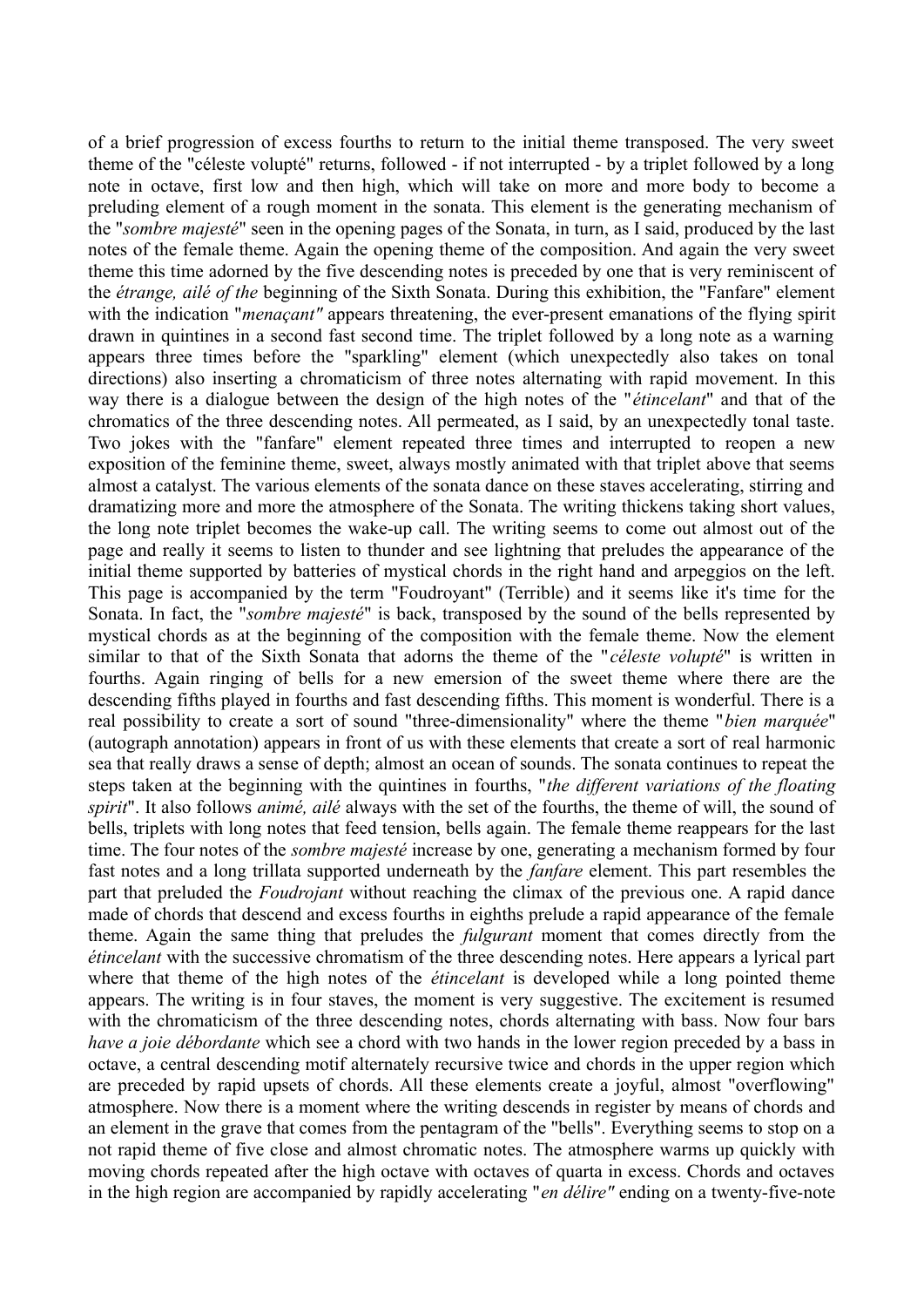of a brief progression of excess fourths to return to the initial theme transposed. The very sweet theme of the "céleste volupté" returns, followed - if not interrupted - by a triplet followed by a long note in octave, first low and then high, which will take on more and more body to become a preluding element of a rough moment in the sonata. This element is the generating mechanism of the "*sombre majesté*" seen in the opening pages of the Sonata, in turn, as I said, produced by the last notes of the female theme. Again the opening theme of the composition. And again the very sweet theme this time adorned by the five descending notes is preceded by one that is very reminiscent of the *étrange, ailé of the* beginning of the Sixth Sonata. During this exhibition, the "Fanfare" element with the indication "*menaçant"* appears threatening, the ever-present emanations of the flying spirit drawn in quintines in a second fast second time. The triplet followed by a long note as a warning appears three times before the "sparkling" element (which unexpectedly also takes on tonal directions) also inserting a chromaticism of three notes alternating with rapid movement. In this way there is a dialogue between the design of the high notes of the "*étincelant*" and that of the chromatics of the three descending notes. All permeated, as I said, by an unexpectedly tonal taste. Two jokes with the "fanfare" element repeated three times and interrupted to reopen a new exposition of the feminine theme, sweet, always mostly animated with that triplet above that seems almost a catalyst. The various elements of the sonata dance on these staves accelerating, stirring and dramatizing more and more the atmosphere of the Sonata. The writing thickens taking short values, the long note triplet becomes the wake-up call. The writing seems to come out almost out of the page and really it seems to listen to thunder and see lightning that preludes the appearance of the initial theme supported by batteries of mystical chords in the right hand and arpeggios on the left. This page is accompanied by the term "Foudroyant" (Terrible) and it seems like it's time for the Sonata. In fact, the "*sombre majesté*" is back, transposed by the sound of the bells represented by mystical chords as at the beginning of the composition with the female theme. Now the element similar to that of the Sixth Sonata that adorns the theme of the "*céleste volupté*" is written in fourths. Again ringing of bells for a new emersion of the sweet theme where there are the descending fifths played in fourths and fast descending fifths. This moment is wonderful. There is a real possibility to create a sort of sound "three-dimensionality" where the theme "*bien marquée*" (autograph annotation) appears in front of us with these elements that create a sort of real harmonic sea that really draws a sense of depth; almost an ocean of sounds. The sonata continues to repeat the steps taken at the beginning with the quintines in fourths, "*the different variations of the floating spirit*". It also follows *animé, ailé* always with the set of the fourths, the theme of will, the sound of bells, triplets with long notes that feed tension, bells again. The female theme reappears for the last time. The four notes of the *sombre majesté* increase by one, generating a mechanism formed by four fast notes and a long trillata supported underneath by the *fanfare* element. This part resembles the part that preluded the *Foudrojant* without reaching the climax of the previous one. A rapid dance made of chords that descend and excess fourths in eighths prelude a rapid appearance of the female theme. Again the same thing that preludes the *fulgurant* moment that comes directly from the *étincelant* with the successive chromatism of the three descending notes. Here appears a lyrical part where that theme of the high notes of the *étincelant* is developed while a long pointed theme appears. The writing is in four staves, the moment is very suggestive. The excitement is resumed with the chromaticism of the three descending notes, chords alternating with bass. Now four bars *have a joie débordante* which see a chord with two hands in the lower region preceded by a bass in octave, a central descending motif alternately recursive twice and chords in the upper region which are preceded by rapid upsets of chords. All these elements create a joyful, almost "overflowing" atmosphere. Now there is a moment where the writing descends in register by means of chords and an element in the grave that comes from the pentagram of the "bells". Everything seems to stop on a not rapid theme of five close and almost chromatic notes. The atmosphere warms up quickly with moving chords repeated after the high octave with octaves of quarta in excess. Chords and octaves in the high region are accompanied by rapidly accelerating "*en délire"* ending on a twenty-five-note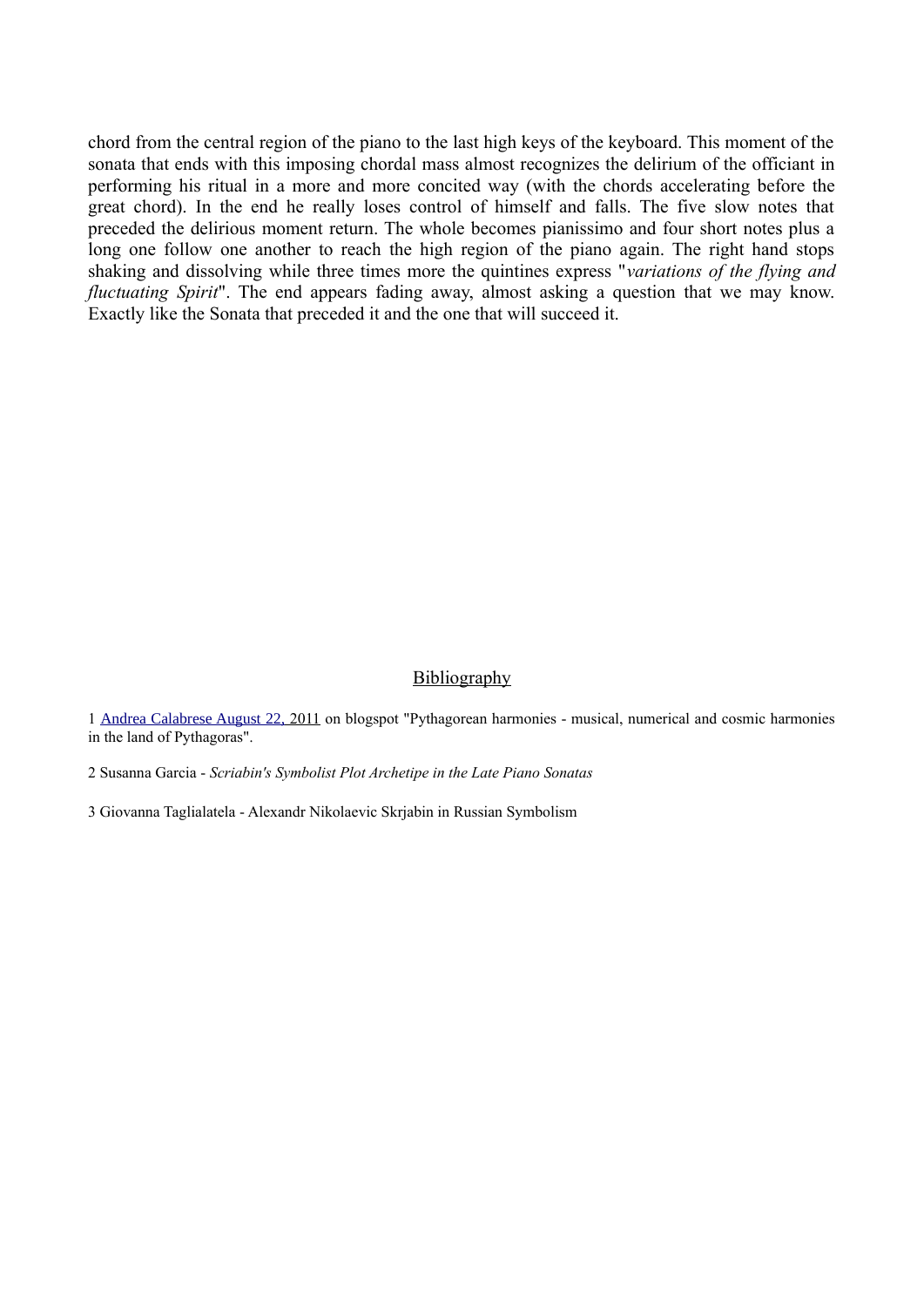chord from the central region of the piano to the last high keys of the keyboard. This moment of the sonata that ends with this imposing chordal mass almost recognizes the delirium of the officiant in performing his ritual in a more and more concited way (with the chords accelerating before the great chord). In the end he really loses control of himself and falls. The five slow notes that preceded the delirious moment return. The whole becomes pianissimo and four short notes plus a long one follow one another to reach the high region of the piano again. The right hand stops shaking and dissolving while three times more the quintines express "*variations of the flying and fluctuating Spirit*". The end appears fading away, almost asking a question that we may know. Exactly like the Sonata that preceded it and the one that will succeed it.

## Bibliography

1 Andrea Calabrese August 22, 2011 on blogspot "Pythagorean harmonies - musical, numerical and cosmic harmonies in the land of Pythagoras".

2 Susanna Garcia - *Scriabin's Symbolist Plot Archetipe in the Late Piano Sonatas*

3 Giovanna Taglialatela - Alexandr Nikolaevic Skrjabin in Russian Symbolism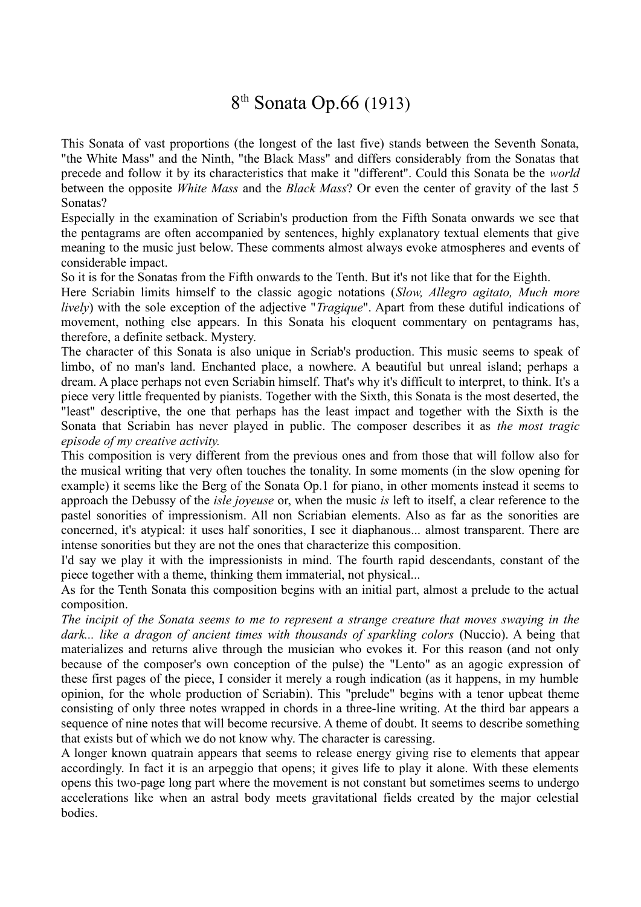# 8th Sonata Op.66 (1913)

This Sonata of vast proportions (the longest of the last five) stands between the Seventh Sonata, "the White Mass" and the Ninth, "the Black Mass" and differs considerably from the Sonatas that precede and follow it by its characteristics that make it "different". Could this Sonata be the *world* between the opposite *White Mass* and the *Black Mass*? Or even the center of gravity of the last 5 Sonatas?

Especially in the examination of Scriabin's production from the Fifth Sonata onwards we see that the pentagrams are often accompanied by sentences, highly explanatory textual elements that give meaning to the music just below. These comments almost always evoke atmospheres and events of considerable impact.

So it is for the Sonatas from the Fifth onwards to the Tenth. But it's not like that for the Eighth.

Here Scriabin limits himself to the classic agogic notations (*Slow, Allegro agitato, Much more lively*) with the sole exception of the adjective "*Tragique*". Apart from these dutiful indications of movement, nothing else appears. In this Sonata his eloquent commentary on pentagrams has, therefore, a definite setback. Mystery.

The character of this Sonata is also unique in Scriab's production. This music seems to speak of limbo, of no man's land. Enchanted place, a nowhere. A beautiful but unreal island; perhaps a dream. A place perhaps not even Scriabin himself. That's why it's difficult to interpret, to think. It's a piece very little frequented by pianists. Together with the Sixth, this Sonata is the most deserted, the "least" descriptive, the one that perhaps has the least impact and together with the Sixth is the Sonata that Scriabin has never played in public. The composer describes it as *the most tragic episode of my creative activity.*

This composition is very different from the previous ones and from those that will follow also for the musical writing that very often touches the tonality. In some moments (in the slow opening for example) it seems like the Berg of the Sonata Op.1 for piano, in other moments instead it seems to approach the Debussy of the *isle joyeuse* or, when the music *is* left to itself, a clear reference to the pastel sonorities of impressionism. All non Scriabian elements. Also as far as the sonorities are concerned, it's atypical: it uses half sonorities, I see it diaphanous... almost transparent. There are intense sonorities but they are not the ones that characterize this composition.

I'd say we play it with the impressionists in mind. The fourth rapid descendants, constant of the piece together with a theme, thinking them immaterial, not physical...

As for the Tenth Sonata this composition begins with an initial part, almost a prelude to the actual composition.

*The incipit of the Sonata seems to me to represent a strange creature that moves swaying in the dark... like a dragon of ancient times with thousands of sparkling colors* (Nuccio). A being that materializes and returns alive through the musician who evokes it. For this reason (and not only because of the composer's own conception of the pulse) the "Lento" as an agogic expression of these first pages of the piece, I consider it merely a rough indication (as it happens, in my humble opinion, for the whole production of Scriabin). This "prelude" begins with a tenor upbeat theme consisting of only three notes wrapped in chords in a three-line writing. At the third bar appears a sequence of nine notes that will become recursive. A theme of doubt. It seems to describe something that exists but of which we do not know why. The character is caressing.

A longer known quatrain appears that seems to release energy giving rise to elements that appear accordingly. In fact it is an arpeggio that opens; it gives life to play it alone. With these elements opens this two-page long part where the movement is not constant but sometimes seems to undergo accelerations like when an astral body meets gravitational fields created by the major celestial bodies.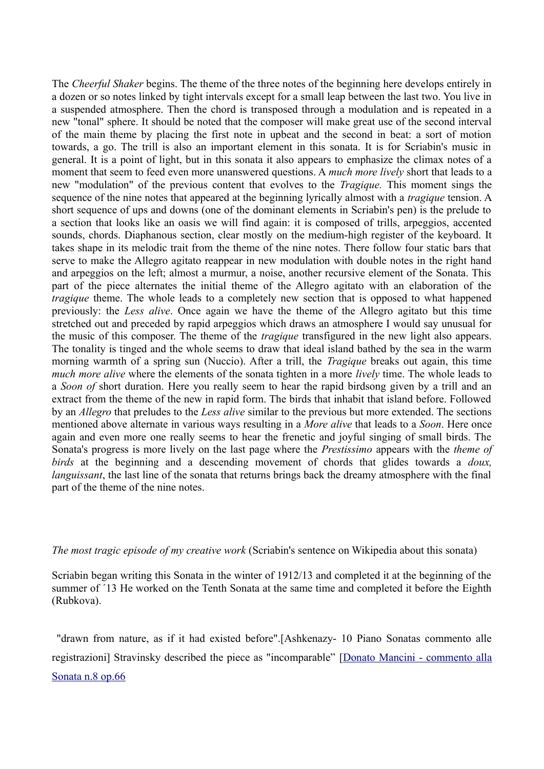The *Cheerful Shaker* begins. The theme of the three notes of the beginning here develops entirely in a dozen or so notes linked by tight intervals except for a small leap between the last two. You live in a suspended atmosphere. Then the chord is transposed through a modulation and is repeated in a new "tonal" sphere. It should be noted that the composer will make great use of the second interval of the main theme by placing the first note in upbeat and the second in beat: a sort of motion towards, a go. The trill is also an important element in this sonata. It is for Scriabin's music in general. It is a point of light, but in this sonata it also appears to emphasize the climax notes of a moment that seem to feed even more unanswered questions. A *much more lively* short that leads to a new "modulation" of the previous content that evolves to the *Tragique.* This moment sings the sequence of the nine notes that appeared at the beginning lyrically almost with a *tragique* tension. A short sequence of ups and downs (one of the dominant elements in Scriabin's pen) is the prelude to a section that looks like an oasis we will find again: it is composed of trills, arpeggios, accented sounds, chords. Diaphanous section, clear mostly on the medium-high register of the keyboard. It takes shape in its melodic trait from the theme of the nine notes. There follow four static bars that serve to make the Allegro agitato reappear in new modulation with double notes in the right hand and arpeggios on the left; almost a murmur, a noise, another recursive element of the Sonata. This part of the piece alternates the initial theme of the Allegro agitato with an elaboration of the *tragique* theme. The whole leads to a completely new section that is opposed to what happened previously: the *Less alive*. Once again we have the theme of the Allegro agitato but this time stretched out and preceded by rapid arpeggios which draws an atmosphere I would say unusual for the music of this composer. The theme of the *tragique* transfigured in the new light also appears. The tonality is tinged and the whole seems to draw that ideal island bathed by the sea in the warm morning warmth of a spring sun (Nuccio). After a trill, the *Tragique* breaks out again, this time *much more alive* where the elements of the sonata tighten in a more *lively* time. The whole leads to a *Soon of* short duration. Here you really seem to hear the rapid birdsong given by a trill and an extract from the theme of the new in rapid form. The birds that inhabit that island before. Followed by an *Allegro* that preludes to the *Less alive* similar to the previous but more extended. The sections mentioned above alternate in various ways resulting in a *More alive* that leads to a *Soon*. Here once again and even more one really seems to hear the frenetic and joyful singing of small birds. The Sonata's progress is more lively on the last page where the *Prestissimo* appears with the *theme of birds* at the beginning and a descending movement of chords that glides towards a *doux, languissant*, the last line of the sonata that returns brings back the dreamy atmosphere with the final part of the theme of the nine notes.

*The most tragic episode of my creative work* (Scriabin's sentence on Wikipedia about this sonata)

Scriabin began writing this Sonata in the winter of 1912/13 and completed it at the beginning of the summer of ´13 He worked on the Tenth Sonata at the same time and completed it before the Eighth (Rubkova).

"drawn from nature, as if it had existed before".[Ashkenazy- 10 Piano Sonatas commento alle registrazioni] Stravinsky described the piece as "incomparable" [Donato Mancini - commento alla Sonata n.8 op.66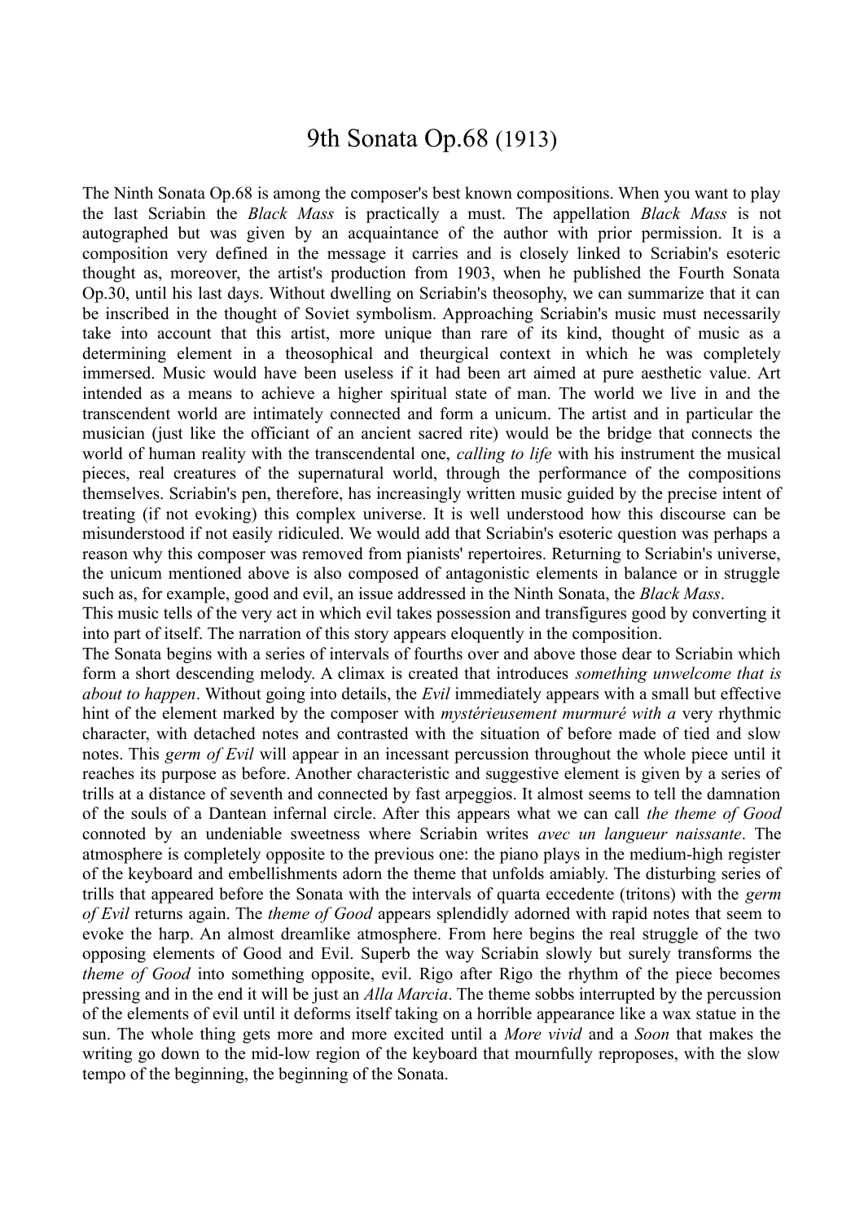# 9th Sonata Op.68 (1913)

The Ninth Sonata Op.68 is among the composer's best known compositions. When you want to play the last Scriabin the *Black Mass* is practically a must. The appellation *Black Mass* is not autographed but was given by an acquaintance of the author with prior permission. It is a composition very defined in the message it carries and is closely linked to Scriabin's esoteric thought as, moreover, the artist's production from 1903, when he published the Fourth Sonata Op.30, until his last days. Without dwelling on Scriabin's theosophy, we can summarize that it can be inscribed in the thought of Soviet symbolism. Approaching Scriabin's music must necessarily take into account that this artist, more unique than rare of its kind, thought of music as a determining element in a theosophical and theurgical context in which he was completely immersed. Music would have been useless if it had been art aimed at pure aesthetic value. Art intended as a means to achieve a higher spiritual state of man. The world we live in and the transcendent world are intimately connected and form a unicum. The artist and in particular the musician (just like the officiant of an ancient sacred rite) would be the bridge that connects the world of human reality with the transcendental one, *calling to life* with his instrument the musical pieces, real creatures of the supernatural world, through the performance of the compositions themselves. Scriabin's pen, therefore, has increasingly written music guided by the precise intent of treating (if not evoking) this complex universe. It is well understood how this discourse can be misunderstood if not easily ridiculed. We would add that Scriabin's esoteric question was perhaps a reason why this composer was removed from pianists' repertoires. Returning to Scriabin's universe, the unicum mentioned above is also composed of antagonistic elements in balance or in struggle such as, for example, good and evil, an issue addressed in the Ninth Sonata, the *Black Mass*.

This music tells of the very act in which evil takes possession and transfigures good by converting it into part of itself. The narration of this story appears eloquently in the composition.

The Sonata begins with a series of intervals of fourths over and above those dear to Scriabin which form a short descending melody. A climax is created that introduces *something unwelcome that is about to happen*. Without going into details, the *Evil* immediately appears with a small but effective hint of the element marked by the composer with *mystérieusement murmuré with a* very rhythmic character, with detached notes and contrasted with the situation of before made of tied and slow notes. This *germ of Evil* will appear in an incessant percussion throughout the whole piece until it reaches its purpose as before. Another characteristic and suggestive element is given by a series of trills at a distance of seventh and connected by fast arpeggios. It almost seems to tell the damnation of the souls of a Dantean infernal circle. After this appears what we can call *the theme of Good* connoted by an undeniable sweetness where Scriabin writes *avec un langueur naissante*. The atmosphere is completely opposite to the previous one: the piano plays in the medium-high register of the keyboard and embellishments adorn the theme that unfolds amiably. The disturbing series of trills that appeared before the Sonata with the intervals of quarta eccedente (tritons) with the *germ of Evil* returns again. The *theme of Good* appears splendidly adorned with rapid notes that seem to evoke the harp. An almost dreamlike atmosphere. From here begins the real struggle of the two opposing elements of Good and Evil. Superb the way Scriabin slowly but surely transforms the *theme of Good* into something opposite, evil. Rigo after Rigo the rhythm of the piece becomes pressing and in the end it will be just an *Alla Marcia*. The theme sobbs interrupted by the percussion of the elements of evil until it deforms itself taking on a horrible appearance like a wax statue in the sun. The whole thing gets more and more excited until a *More vivid* and a *Soon* that makes the writing go down to the mid-low region of the keyboard that mournfully reproposes, with the slow tempo of the beginning, the beginning of the Sonata.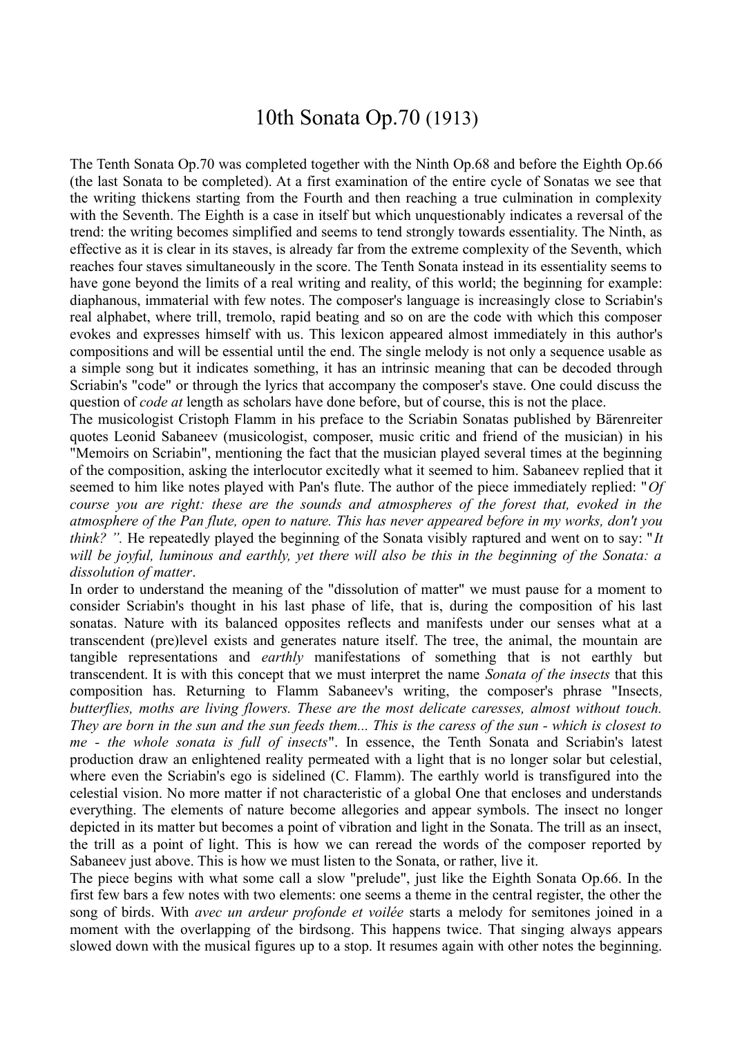# 10th Sonata Op.70 (1913)

The Tenth Sonata Op.70 was completed together with the Ninth Op.68 and before the Eighth Op.66 (the last Sonata to be completed). At a first examination of the entire cycle of Sonatas we see that the writing thickens starting from the Fourth and then reaching a true culmination in complexity with the Seventh. The Eighth is a case in itself but which unquestionably indicates a reversal of the trend: the writing becomes simplified and seems to tend strongly towards essentiality. The Ninth, as effective as it is clear in its staves, is already far from the extreme complexity of the Seventh, which reaches four staves simultaneously in the score. The Tenth Sonata instead in its essentiality seems to have gone beyond the limits of a real writing and reality, of this world; the beginning for example: diaphanous, immaterial with few notes. The composer's language is increasingly close to Scriabin's real alphabet, where trill, tremolo, rapid beating and so on are the code with which this composer evokes and expresses himself with us. This lexicon appeared almost immediately in this author's compositions and will be essential until the end. The single melody is not only a sequence usable as a simple song but it indicates something, it has an intrinsic meaning that can be decoded through Scriabin's "code" or through the lyrics that accompany the composer's stave. One could discuss the question of *code at* length as scholars have done before, but of course, this is not the place.

The musicologist Cristoph Flamm in his preface to the Scriabin Sonatas published by Bärenreiter quotes Leonid Sabaneev (musicologist, composer, music critic and friend of the musician) in his "Memoirs on Scriabin", mentioning the fact that the musician played several times at the beginning of the composition, asking the interlocutor excitedly what it seemed to him. Sabaneev replied that it seemed to him like notes played with Pan's flute. The author of the piece immediately replied: "*Of course you are right: these are the sounds and atmospheres of the forest that, evoked in the atmosphere of the Pan flute, open to nature. This has never appeared before in my works, don't you think? ".* He repeatedly played the beginning of the Sonata visibly raptured and went on to say: "*It will be joyful, luminous and earthly, yet there will also be this in the beginning of the Sonata: a dissolution of matter*.

In order to understand the meaning of the "dissolution of matter" we must pause for a moment to consider Scriabin's thought in his last phase of life, that is, during the composition of his last sonatas. Nature with its balanced opposites reflects and manifests under our senses what at a transcendent (pre)level exists and generates nature itself. The tree, the animal, the mountain are tangible representations and *earthly* manifestations of something that is not earthly but transcendent. It is with this concept that we must interpret the name *Sonata of the insects* that this composition has. Returning to Flamm Sabaneev's writing, the composer's phrase "Insects*, butterflies, moths are living flowers. These are the most delicate caresses, almost without touch. They are born in the sun and the sun feeds them... This is the caress of the sun - which is closest to me - the whole sonata is full of insects*". In essence, the Tenth Sonata and Scriabin's latest production draw an enlightened reality permeated with a light that is no longer solar but celestial, where even the Scriabin's ego is sidelined (C. Flamm). The earthly world is transfigured into the celestial vision. No more matter if not characteristic of a global One that encloses and understands everything. The elements of nature become allegories and appear symbols. The insect no longer depicted in its matter but becomes a point of vibration and light in the Sonata. The trill as an insect, the trill as a point of light. This is how we can reread the words of the composer reported by Sabaneev just above. This is how we must listen to the Sonata, or rather, live it.

The piece begins with what some call a slow "prelude", just like the Eighth Sonata Op.66. In the first few bars a few notes with two elements: one seems a theme in the central register, the other the song of birds. With *avec un ardeur profonde et voilée* starts a melody for semitones joined in a moment with the overlapping of the birdsong. This happens twice. That singing always appears slowed down with the musical figures up to a stop. It resumes again with other notes the beginning.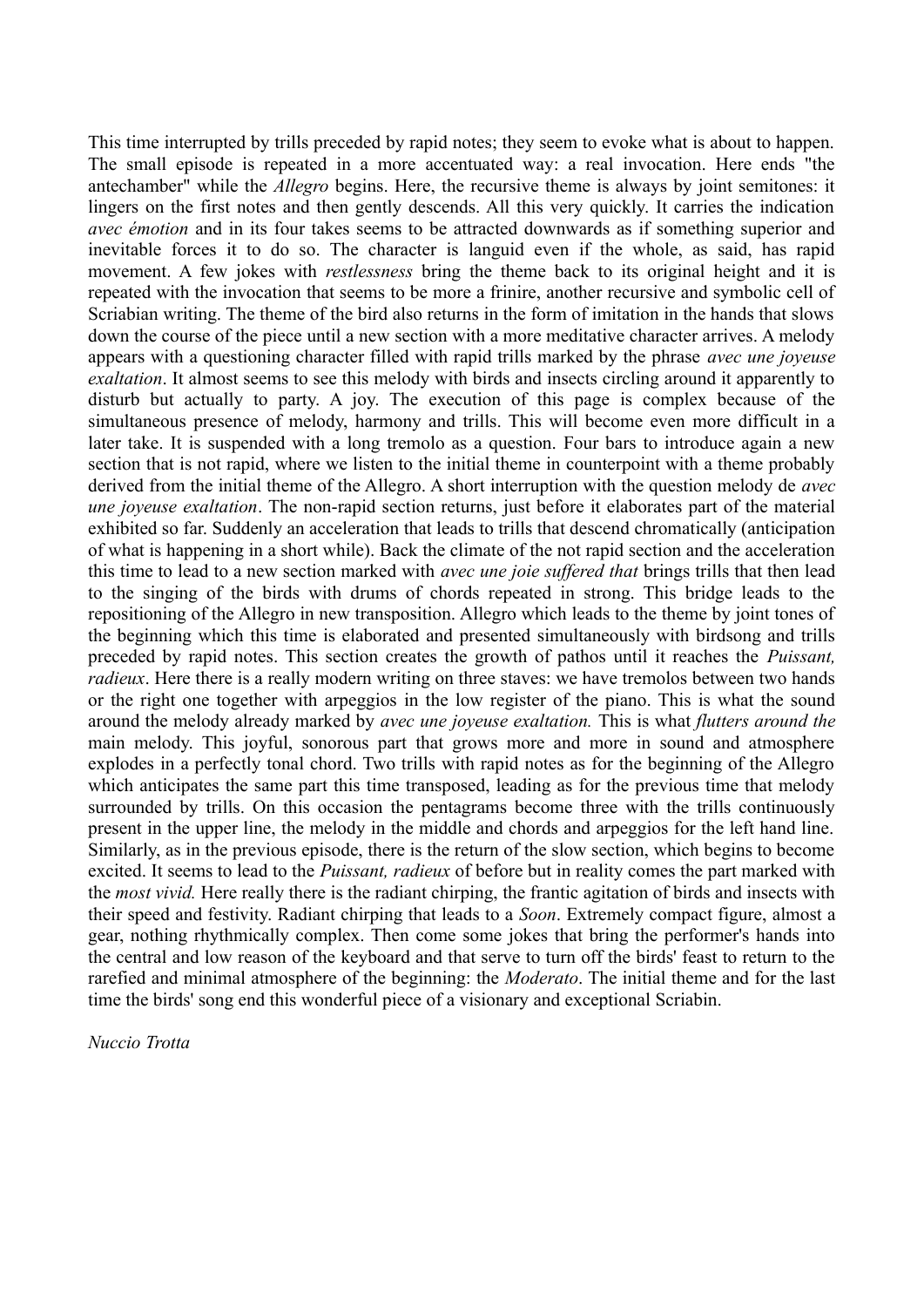This time interrupted by trills preceded by rapid notes; they seem to evoke what is about to happen. The small episode is repeated in a more accentuated way: a real invocation. Here ends "the antechamber" while the *Allegro* begins. Here, the recursive theme is always by joint semitones: it lingers on the first notes and then gently descends. All this very quickly. It carries the indication *avec émotion* and in its four takes seems to be attracted downwards as if something superior and inevitable forces it to do so. The character is languid even if the whole, as said, has rapid movement. A few jokes with *restlessness* bring the theme back to its original height and it is repeated with the invocation that seems to be more a frinire, another recursive and symbolic cell of Scriabian writing. The theme of the bird also returns in the form of imitation in the hands that slows down the course of the piece until a new section with a more meditative character arrives. A melody appears with a questioning character filled with rapid trills marked by the phrase *avec une joyeuse exaltation*. It almost seems to see this melody with birds and insects circling around it apparently to disturb but actually to party. A joy. The execution of this page is complex because of the simultaneous presence of melody, harmony and trills. This will become even more difficult in a later take. It is suspended with a long tremolo as a question. Four bars to introduce again a new section that is not rapid, where we listen to the initial theme in counterpoint with a theme probably derived from the initial theme of the Allegro. A short interruption with the question melody de *avec une joyeuse exaltation*. The non-rapid section returns, just before it elaborates part of the material exhibited so far. Suddenly an acceleration that leads to trills that descend chromatically (anticipation of what is happening in a short while). Back the climate of the not rapid section and the acceleration this time to lead to a new section marked with *avec une joie suffered that* brings trills that then lead to the singing of the birds with drums of chords repeated in strong. This bridge leads to the repositioning of the Allegro in new transposition. Allegro which leads to the theme by joint tones of the beginning which this time is elaborated and presented simultaneously with birdsong and trills preceded by rapid notes. This section creates the growth of pathos until it reaches the *Puissant, radieux*. Here there is a really modern writing on three staves: we have tremolos between two hands or the right one together with arpeggios in the low register of the piano. This is what the sound around the melody already marked by *avec une joyeuse exaltation.* This is what *flutters around the* main melody. This joyful, sonorous part that grows more and more in sound and atmosphere explodes in a perfectly tonal chord. Two trills with rapid notes as for the beginning of the Allegro which anticipates the same part this time transposed, leading as for the previous time that melody surrounded by trills. On this occasion the pentagrams become three with the trills continuously present in the upper line, the melody in the middle and chords and arpeggios for the left hand line. Similarly, as in the previous episode, there is the return of the slow section, which begins to become excited. It seems to lead to the *Puissant, radieux* of before but in reality comes the part marked with the *most vivid.* Here really there is the radiant chirping, the frantic agitation of birds and insects with their speed and festivity. Radiant chirping that leads to a *Soon*. Extremely compact figure, almost a gear, nothing rhythmically complex. Then come some jokes that bring the performer's hands into the central and low reason of the keyboard and that serve to turn off the birds' feast to return to the rarefied and minimal atmosphere of the beginning: the *Moderato*. The initial theme and for the last time the birds' song end this wonderful piece of a visionary and exceptional Scriabin.

*Nuccio Trotta*